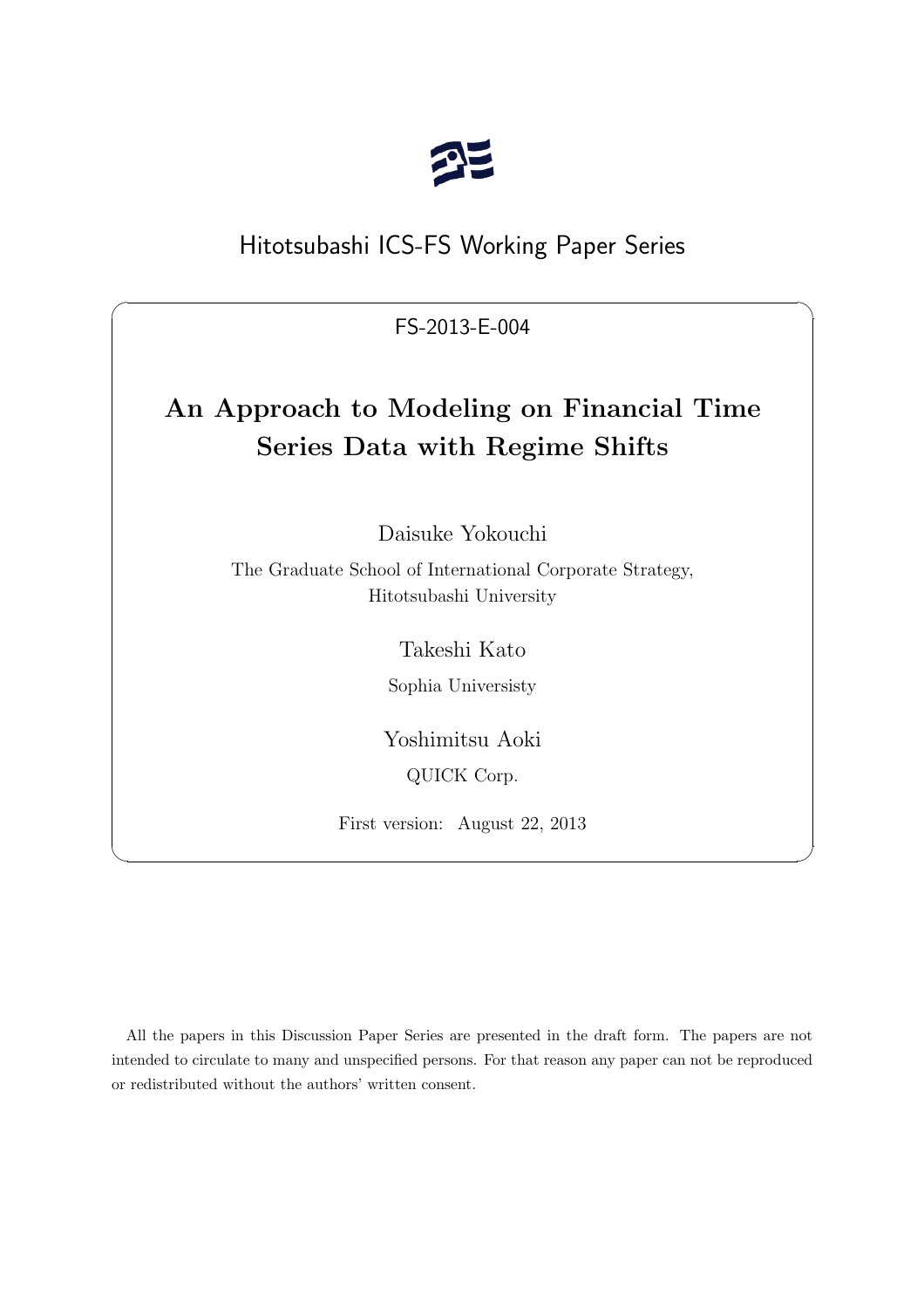Hitotsubashi ICS-FS Working Paper Series

FS-2013-E-004

# An Approach to Modeling on Financial Time Series Data with Regime Shifts

Daisuke Yokouchi

The Graduate School of International Corporate Strategy,
Hitotsubashi University

Takeshi Kato

Sophia Universisty

Yoshimitsu Aoki

QUICK Corp.

First version: August 22, 2013

All the papers in this Discussion Paper Series are presented in the draft form. The papers are not intended to circulate to many and unspecified persons. For that reason any paper can not be reproduced or redistributed without the authors' written consent.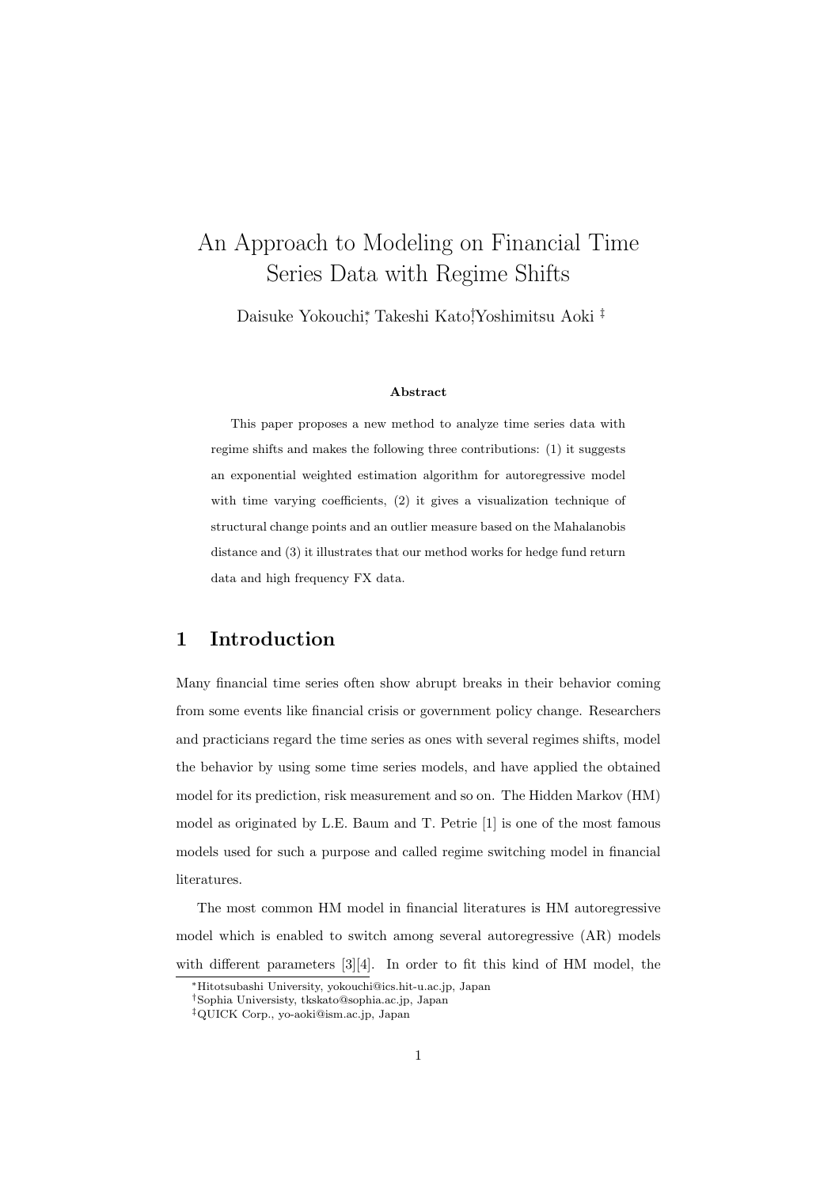# An Approach to Modeling on Financial Time Series Data with Regime Shifts

Daisuke Yokouchi[*], Takeshi Kato[†], Yoshimitsu Aoki [‡]

**Abstract**

This paper proposes a new method to analyze time series data with regime shifts and makes the following three contributions: (1) it suggests an exponential weighted estimation algorithm for autoregressive model with time varying coefficients, (2) it gives a visualization technique of structural change points and an outlier measure based on the Mahalanobis distance and (3) it illustrates that our method works for hedge fund return data and high frequency FX data.

## 1 Introduction

Many financial time series often show abrupt breaks in their behavior coming from some events like financial crisis or government policy change. Researchers and practicians regard the time series as ones with several regimes shifts, model the behavior by using some time series models, and have applied the obtained model for its prediction, risk measurement and so on. The Hidden Markov (HM) model as originated by L.E. Baum and T. Petrie [1] is one of the most famous models used for such a purpose and called regime switching model in financial literatures.

The most common HM model in financial literatures is HM autoregressive model which is enabled to switch among several autoregressive (AR) models with different parameters [3][4]. In order to fit this kind of HM model, the

[*] Hitotsubashi University, yokouchi@ics.hit-u.ac.jp, Japan

[†] Sophia Universisty, tkskato@sophia.ac.jp, Japan

[‡] QUICK Corp., yo-aoki@ism.ac.jp, Japan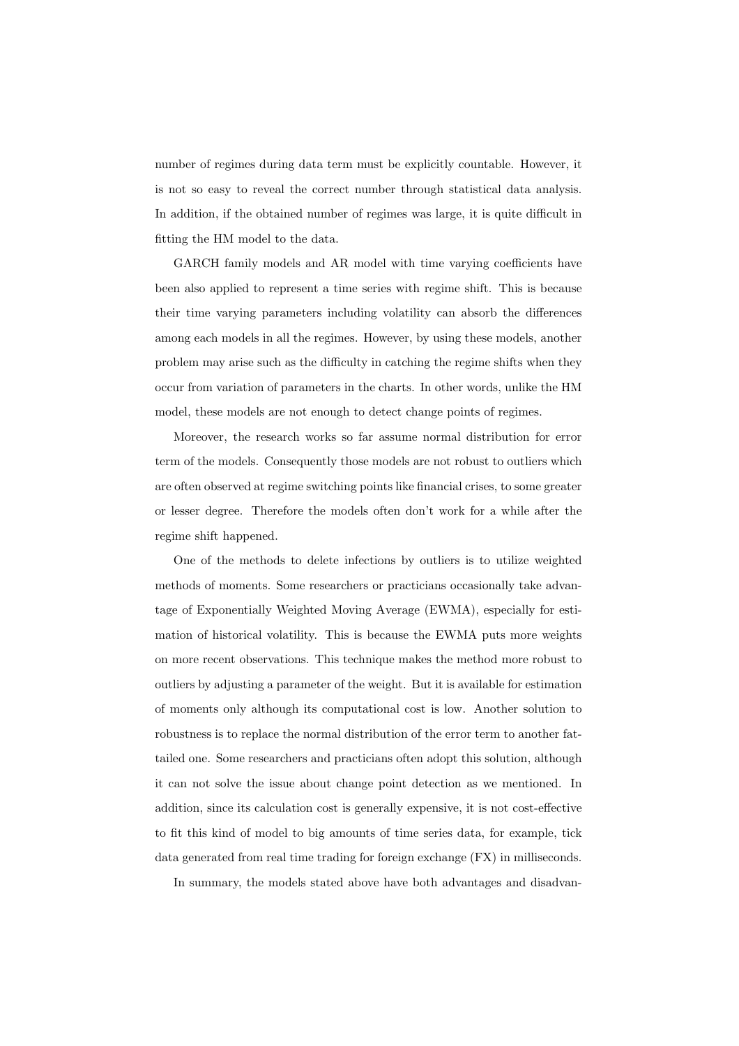number of regimes during data term must be explicitly countable. However, it is not so easy to reveal the correct number through statistical data analysis. In addition, if the obtained number of regimes was large, it is quite difficult in fitting the HM model to the data.

GARCH family models and AR model with time varying coefficients have been also applied to represent a time series with regime shift. This is because their time varying parameters including volatility can absorb the differences among each models in all the regimes. However, by using these models, another problem may arise such as the difficulty in catching the regime shifts when they occur from variation of parameters in the charts. In other words, unlike the HM model, these models are not enough to detect change points of regimes.

Moreover, the research works so far assume normal distribution for error term of the models. Consequently those models are not robust to outliers which are often observed at regime switching points like financial crises, to some greater or lesser degree. Therefore the models often don't work for a while after the regime shift happened.

One of the methods to delete infections by outliers is to utilize weighted methods of moments. Some researchers or practicians occasionally take advantage of Exponentially Weighted Moving Average (EWMA), especially for estimation of historical volatility. This is because the EWMA puts more weights on more recent observations. This technique makes the method more robust to outliers by adjusting a parameter of the weight. But it is available for estimation of moments only although its computational cost is low. Another solution to robustness is to replace the normal distribution of the error term to another fat-tailed one. Some researchers and practicians often adopt this solution, although it can not solve the issue about change point detection as we mentioned. In addition, since its calculation cost is generally expensive, it is not cost-effective to fit this kind of model to big amounts of time series data, for example, tick data generated from real time trading for foreign exchange (FX) in milliseconds.

In summary, the models stated above have both advantages and disadvan-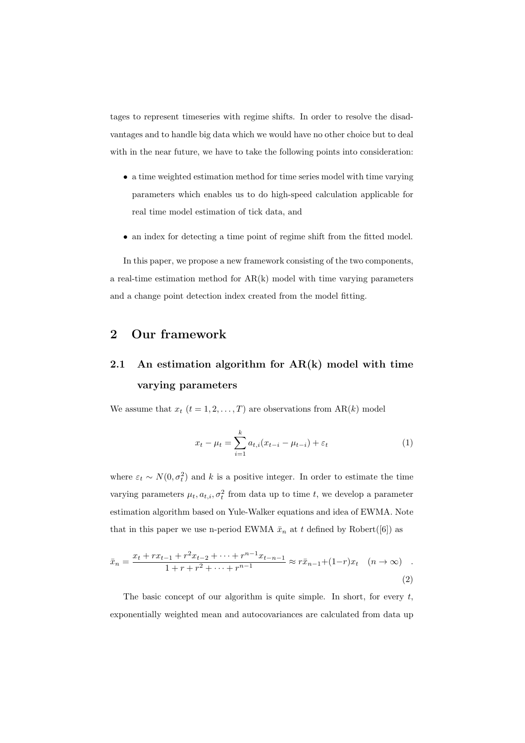tages to represent timeseries with regime shifts. In order to resolve the disadvantages and to handle big data which we would have no other choice but to deal with in the near future, we have to take the following points into consideration:

- a time weighted estimation method for time series model with time varying parameters which enables us to do high-speed calculation applicable for real time model estimation of tick data, and
- an index for detecting a time point of regime shift from the fitted model.

In this paper, we propose a new framework consisting of the two components, a real-time estimation method for AR(k) model with time varying parameters and a change point detection index created from the model fitting.

## 2 Our framework

### 2.1 An estimation algorithm for AR(k) model with time varying parameters

We assume that $x_t$ $(t = 1, 2, \ldots, T)$ are observations from AR($k$) model

$$x_t - \mu_t = \sum_{i=1}^{k} a_{t,i}(x_{t-i} - \mu_{t-i}) + \varepsilon_t \tag{1}$$

where $\varepsilon_t \sim N(0, \sigma_t^2)$ and $k$ is a positive integer. In order to estimate the time varying parameters $\mu_t, a_{t,i}, \sigma_t^2$ from data up to time $t$, we develop a parameter estimation algorithm based on Yule-Walker equations and idea of EWMA. Note that in this paper we use n-period EWMA $\bar{x}_n$ at $t$ defined by Robert([6]) as

$$\bar{x}_n = \frac{x_t + r x_{t-1} + r^2 x_{t-2} + \cdots + r^{n-1} x_{t-n-1}}{1 + r + r^2 + \cdots + r^{n-1}} \approx r\bar{x}_{n-1} + (1-r)x_t \quad (n \to \infty) \quad . \tag{2}$$

The basic concept of our algorithm is quite simple. In short, for every $t$, exponentially weighted mean and autocovariances are calculated from data up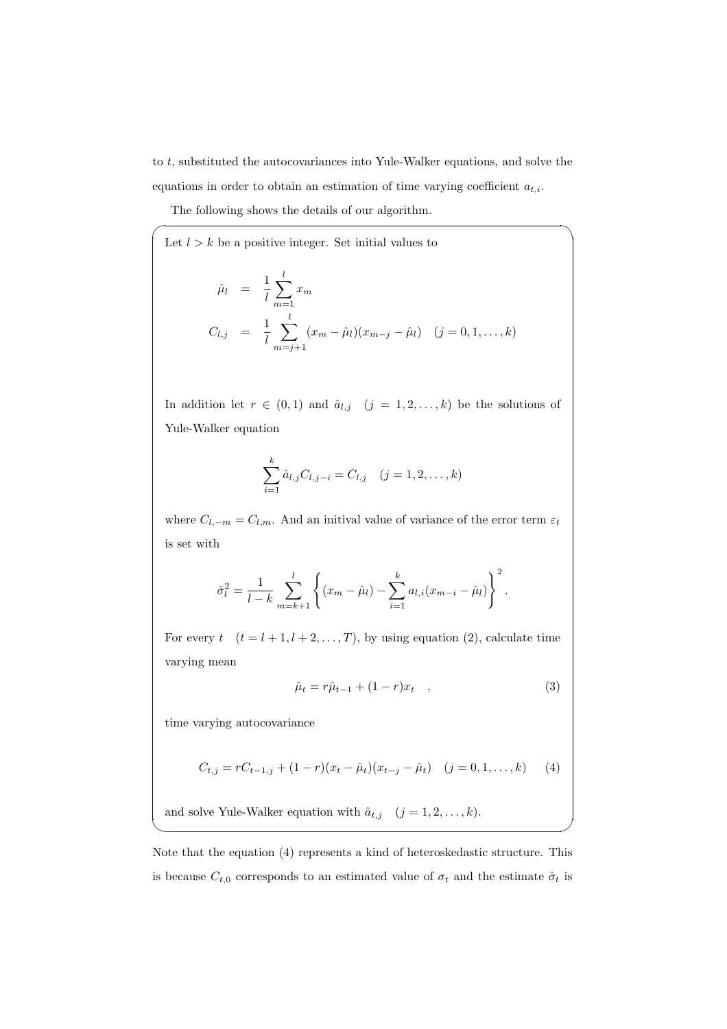to $t$, substituted the autocovariances into Yule-Walker equations, and solve the equations in order to obtain an estimation of time varying coefficient $a_{t,i}$.

The following shows the details of our algorithm.

Let $l > k$ be a positive integer. Set initial values to

$$
\begin{aligned}
\hat{\mu}_l &= \frac{1}{l}\sum_{m=1}^{l} x_m \\
C_{l,j} &= \frac{1}{l}\sum_{m=j+1}^{l}(x_m - \hat{\mu}_l)(x_{m-j} - \hat{\mu}_l) \quad (j = 0, 1, \ldots, k)
\end{aligned}
$$

In addition let $r \in (0, 1)$ and $\hat{a}_{l,j} \quad (j = 1, 2, \ldots, k)$ be the solutions of Yule-Walker equation

$$
\sum_{i=1}^{k} \hat{a}_{l,j} C_{l,j-i} = C_{l,j} \quad (j = 1, 2, \ldots, k)
$$

where $C_{l,-m} = C_{l,m}$. And an initival value of variance of the error term $\varepsilon_t$ is set with

$$
\hat{\sigma}_l^2 = \frac{1}{l-k}\sum_{m=k+1}^{l}\left\{(x_m - \hat{\mu}_l) - \sum_{i=1}^{k} a_{l,i}(x_{m-i} - \hat{\mu}_l)\right\}^2 .
$$

For every $t \quad (t = l+1, l+2, \ldots, T)$, by using equation (2), calculate time varying mean

$$
\hat{\mu}_t = r\hat{\mu}_{t-1} + (1-r)x_t \quad , \tag{3}
$$

time varying autocovariance

$$
C_{t,j} = rC_{t-1,j} + (1-r)(x_t - \hat{\mu}_t)(x_{t-j} - \hat{\mu}_t) \quad (j = 0, 1, \ldots, k) \tag{4}
$$

and solve Yule-Walker equation with $\hat{a}_{t,j} \quad (j = 1, 2, \ldots, k)$.

Note that the equation (4) represents a kind of heteroskedastic structure. This is because $C_{t,0}$ corresponds to an estimated value of $\sigma_t$ and the estimate $\hat{\sigma}_t$ is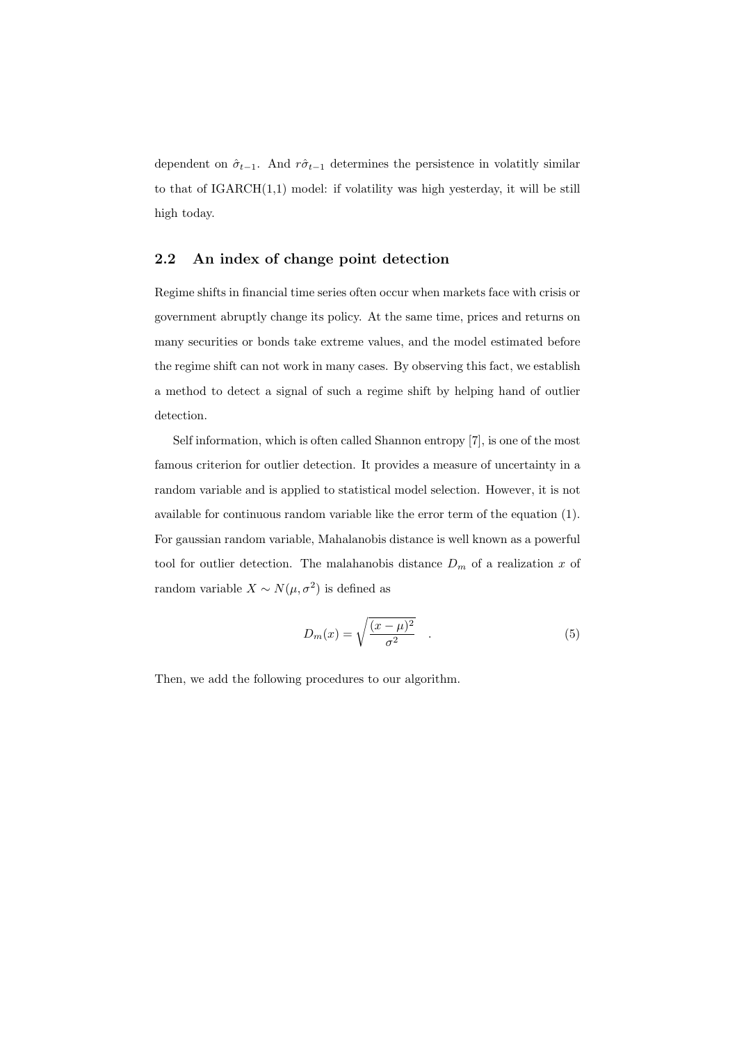dependent on $\hat{\sigma}_{t-1}$. And $r\hat{\sigma}_{t-1}$ determines the persistence in volatitly similar to that of IGARCH(1,1) model: if volatility was high yesterday, it will be still high today.

## 2.2 An index of change point detection

Regime shifts in financial time series often occur when markets face with crisis or government abruptly change its policy. At the same time, prices and returns on many securities or bonds take extreme values, and the model estimated before the regime shift can not work in many cases. By observing this fact, we establish a method to detect a signal of such a regime shift by helping hand of outlier detection.

Self information, which is often called Shannon entropy [7], is one of the most famous criterion for outlier detection. It provides a measure of uncertainty in a random variable and is applied to statistical model selection. However, it is not available for continuous random variable like the error term of the equation (1). For gaussian random variable, Mahalanobis distance is well known as a powerful tool for outlier detection. The malahanobis distance $D_m$ of a realization $x$ of random variable $X \sim N(\mu, \sigma^2)$ is defined as

$$D_m(x) = \sqrt{\frac{(x-\mu)^2}{\sigma^2}} \quad . \tag{5}$$

Then, we add the following procedures to our algorithm.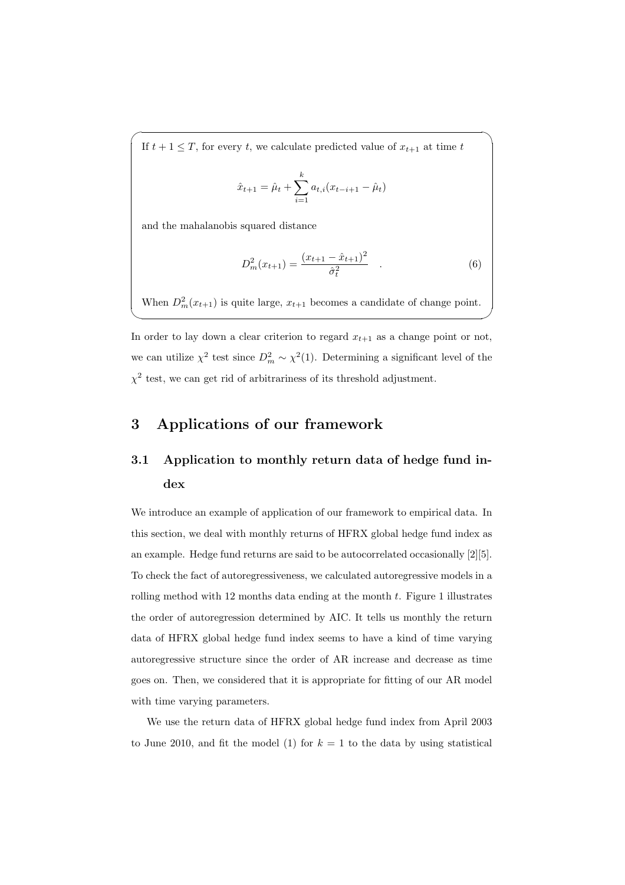If $t+1 \leq T$, for every $t$, we calculate predicted value of $x_{t+1}$ at time $t$

$$\hat{x}_{t+1} = \hat{\mu}_t + \sum_{i=1}^{k} a_{t,i}(x_{t-i+1} - \hat{\mu}_t)$$

and the mahalanobis squared distance

$$D_m^2(x_{t+1}) = \frac{(x_{t+1} - \hat{x}_{t+1})^2}{\hat{\sigma}_t^2} \quad . \tag{6}$$

When $D_m^2(x_{t+1})$ is quite large, $x_{t+1}$ becomes a candidate of change point.

In order to lay down a clear criterion to regard $x_{t+1}$ as a change point or not, we can utilize $\chi^2$ test since $D_m^2 \sim \chi^2(1)$. Determining a significant level of the $\chi^2$ test, we can get rid of arbitrariness of its threshold adjustment.

# 3 Applications of our framework

## 3.1 Application to monthly return data of hedge fund index

We introduce an example of application of our framework to empirical data. In this section, we deal with monthly returns of HFRX global hedge fund index as an example. Hedge fund returns are said to be autocorrelated occasionally [2][5]. To check the fact of autoregressiveness, we calculated autoregressive models in a rolling method with 12 months data ending at the month $t$. Figure 1 illustrates the order of autoregression determined by AIC. It tells us monthly the return data of HFRX global hedge fund index seems to have a kind of time varying autoregressive structure since the order of AR increase and decrease as time goes on. Then, we considered that it is appropriate for fitting of our AR model with time varying parameters.

We use the return data of HFRX global hedge fund index from April 2003 to June 2010, and fit the model (1) for $k = 1$ to the data by using statistical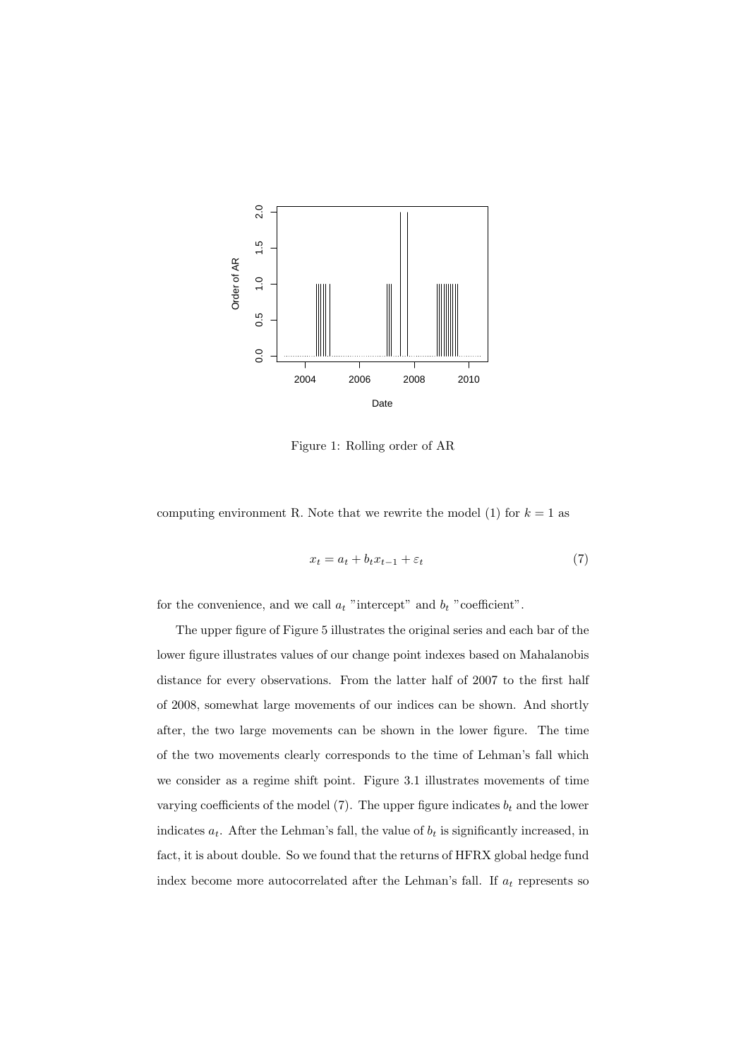Figure 1: Rolling order of AR

computing environment R. Note that we rewrite the model (1) for $k = 1$ as

$$x_t = a_t + b_t x_{t-1} + \varepsilon_t \tag{7}$$

for the convenience, and we call $a_t$ "intercept" and $b_t$ "coefficient".

The upper figure of Figure 5 illustrates the original series and each bar of the lower figure illustrates values of our change point indexes based on Mahalanobis distance for every observations. From the latter half of 2007 to the first half of 2008, somewhat large movements of our indices can be shown. And shortly after, the two large movements can be shown in the lower figure. The time of the two movements clearly corresponds to the time of Lehman's fall which we consider as a regime shift point. Figure 3.1 illustrates movements of time varying coefficients of the model (7). The upper figure indicates $b_t$ and the lower indicates $a_t$. After the Lehman's fall, the value of $b_t$ is significantly increased, in fact, it is about double. So we found that the returns of HFRX global hedge fund index become more autocorrelated after the Lehman's fall. If $a_t$ represents so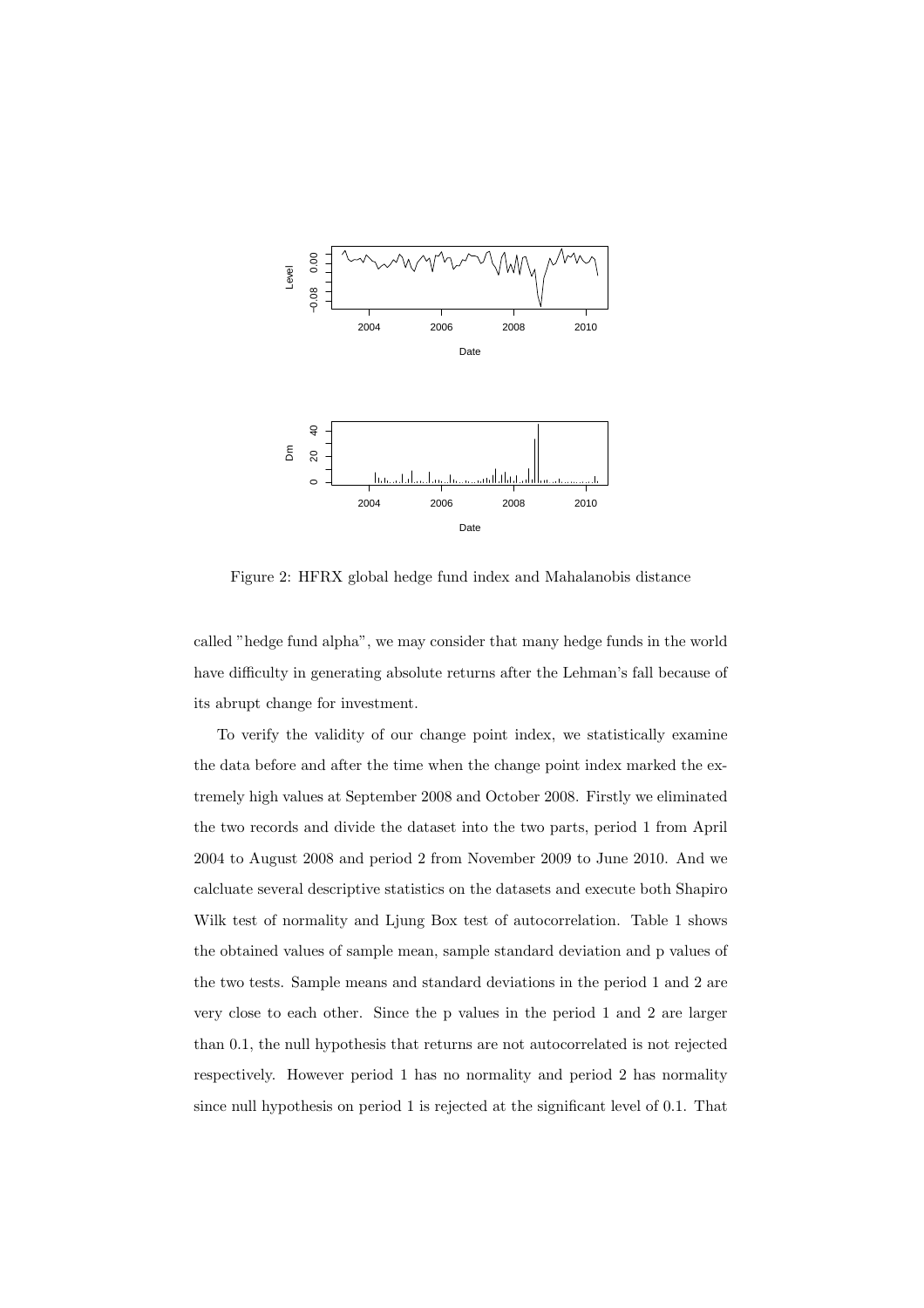Figure 2: HFRX global hedge fund index and Mahalanobis distance

called "hedge fund alpha", we may consider that many hedge funds in the world have difficulty in generating absolute returns after the Lehman's fall because of its abrupt change for investment.

To verify the validity of our change point index, we statistically examine the data before and after the time when the change point index marked the extremely high values at September 2008 and October 2008. Firstly we eliminated the two records and divide the dataset into the two parts, period 1 from April 2004 to August 2008 and period 2 from November 2009 to June 2010. And we calcluate several descriptive statistics on the datasets and execute both Shapiro Wilk test of normality and Ljung Box test of autocorrelation. Table 1 shows the obtained values of sample mean, sample standard deviation and p values of the two tests. Sample means and standard deviations in the period 1 and 2 are very close to each other. Since the p values in the period 1 and 2 are larger than 0.1, the null hypothesis that returns are not autocorrelated is not rejected respectively. However period 1 has no normality and period 2 has normality since null hypothesis on period 1 is rejected at the significant level of 0.1. That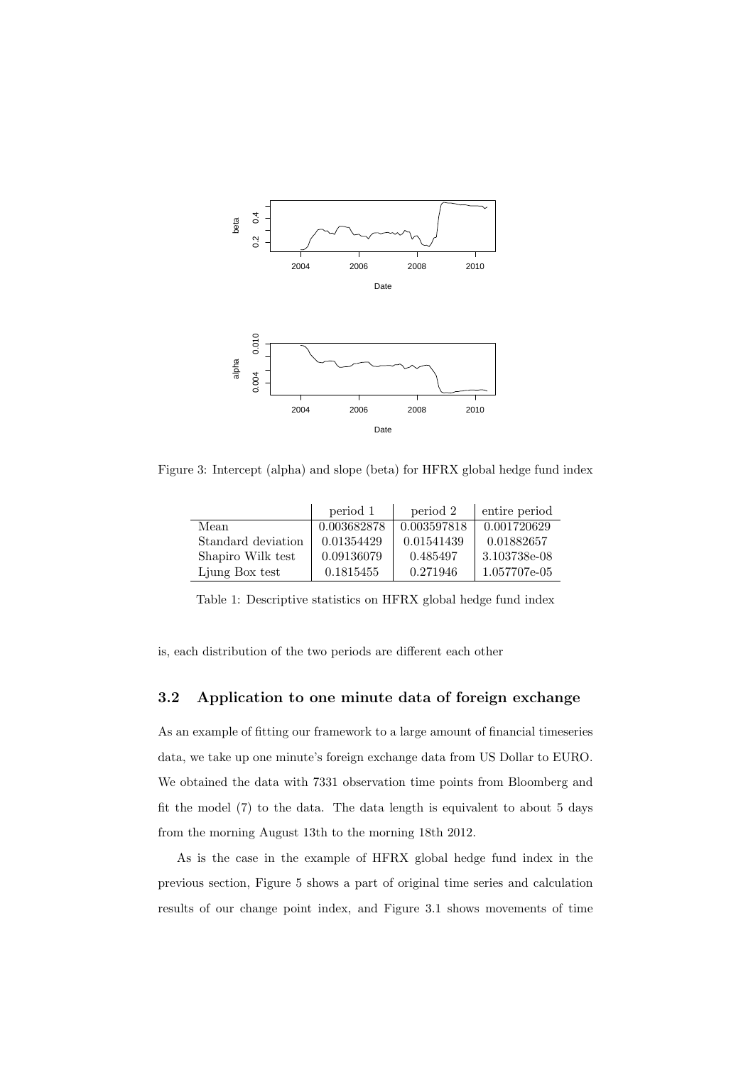Figure 3: Intercept (alpha) and slope (beta) for HFRX global hedge fund index

|  | period 1 | period 2 | entire period |
|---|---|---|---|
| Mean | 0.003682878 | 0.003597818 | 0.001720629 |
| Standard deviation | 0.01354429 | 0.01541439 | 0.01882657 |
| Shapiro Wilk test | 0.09136079 | 0.485497 | 3.103738e-08 |
| Ljung Box test | 0.1815455 | 0.271946 | 1.057707e-05 |

Table 1: Descriptive statistics on HFRX global hedge fund index

is, each distribution of the two periods are different each other

### 3.2 Application to one minute data of foreign exchange

As an example of fitting our framework to a large amount of financial timeseries data, we take up one minute's foreign exchange data from US Dollar to EURO. We obtained the data with 7331 observation time points from Bloomberg and fit the model (7) to the data. The data length is equivalent to about 5 days from the morning August 13th to the morning 18th 2012.

As is the case in the example of HFRX global hedge fund index in the previous section, Figure 5 shows a part of original time series and calculation results of our change point index, and Figure 3.1 shows movements of time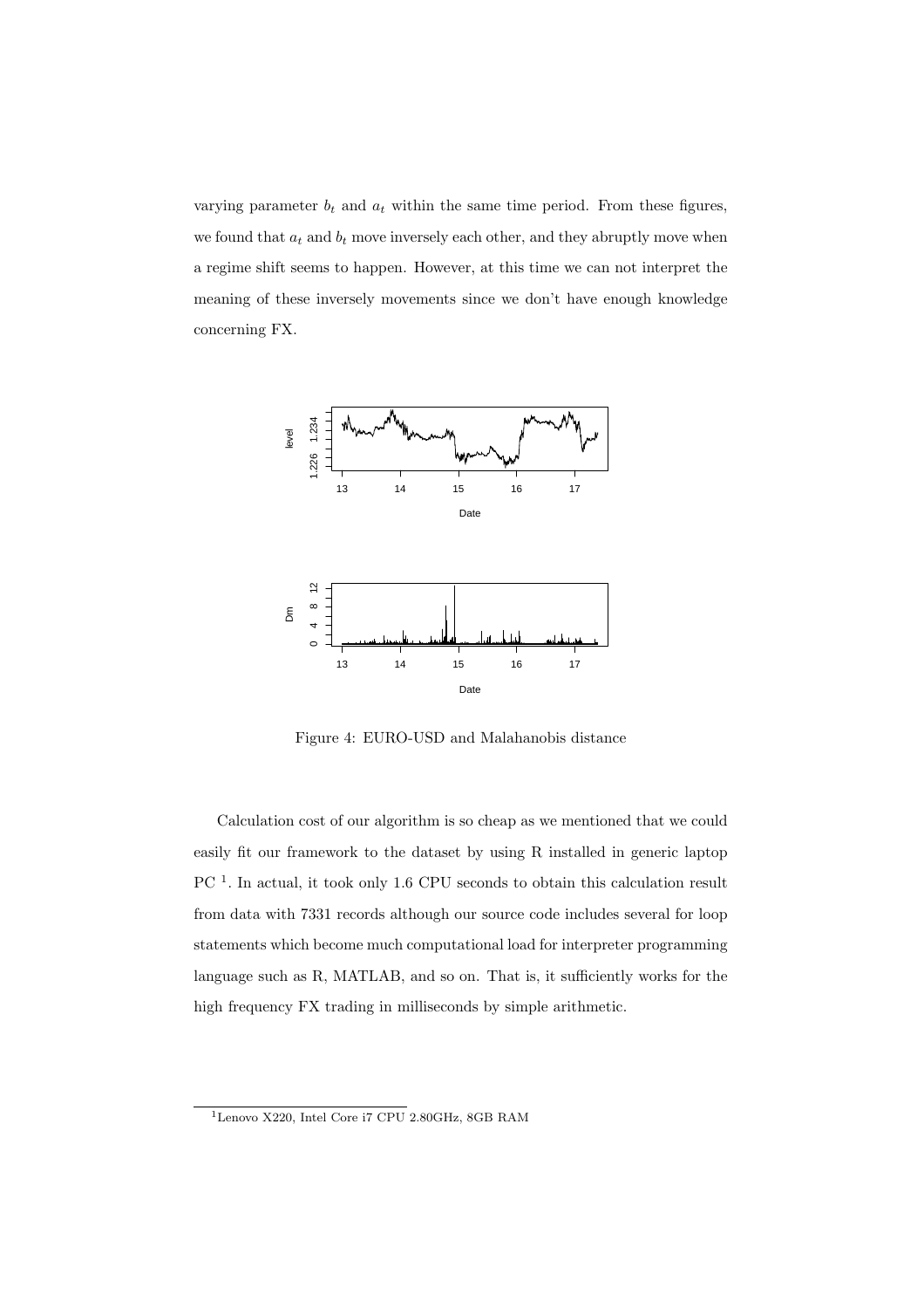varying parameter $b_t$ and $a_t$ within the same time period. From these figures, we found that $a_t$ and $b_t$ move inversely each other, and they abruptly move when a regime shift seems to happen. However, at this time we can not interpret the meaning of these inversely movements since we don't have enough knowledge concerning FX.

Figure 4: EURO-USD and Malahanobis distance

Calculation cost of our algorithm is so cheap as we mentioned that we could easily fit our framework to the dataset by using R installed in generic laptop PC [1]. In actual, it took only 1.6 CPU seconds to obtain this calculation result from data with 7331 records although our source code includes several for loop statements which become much computational load for interpreter programming language such as R, MATLAB, and so on. That is, it sufficiently works for the high frequency FX trading in milliseconds by simple arithmetic.

[1] Lenovo X220, Intel Core i7 CPU 2.80GHz, 8GB RAM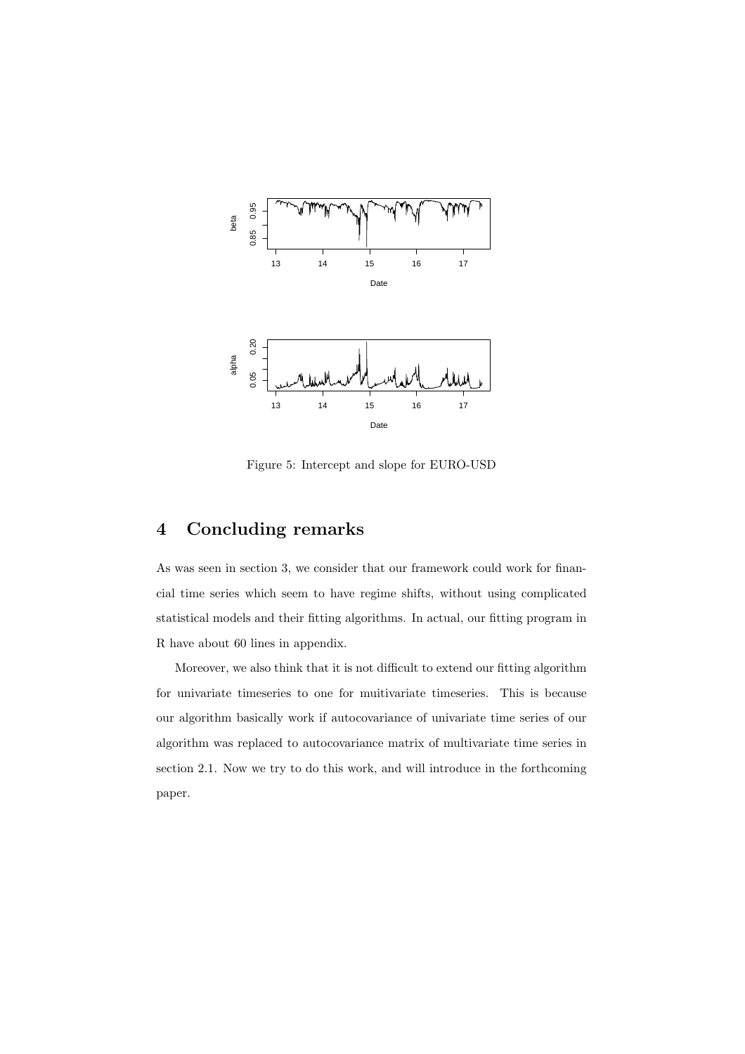Figure 5: Intercept and slope for EURO-USD

## 4 Concluding remarks

As was seen in section 3, we consider that our framework could work for financial time series which seem to have regime shifts, without using complicated statistical models and their fitting algorithms. In actual, our fitting program in R have about 60 lines in appendix.

Moreover, we also think that it is not difficult to extend our fitting algorithm for univariate timeseries to one for muitivariate timeseries. This is because our algorithm basically work if autocovariance of univariate time series of our algorithm was replaced to autocovariance matrix of multivariate time series in section 2.1. Now we try to do this work, and will introduce in the forthcoming paper.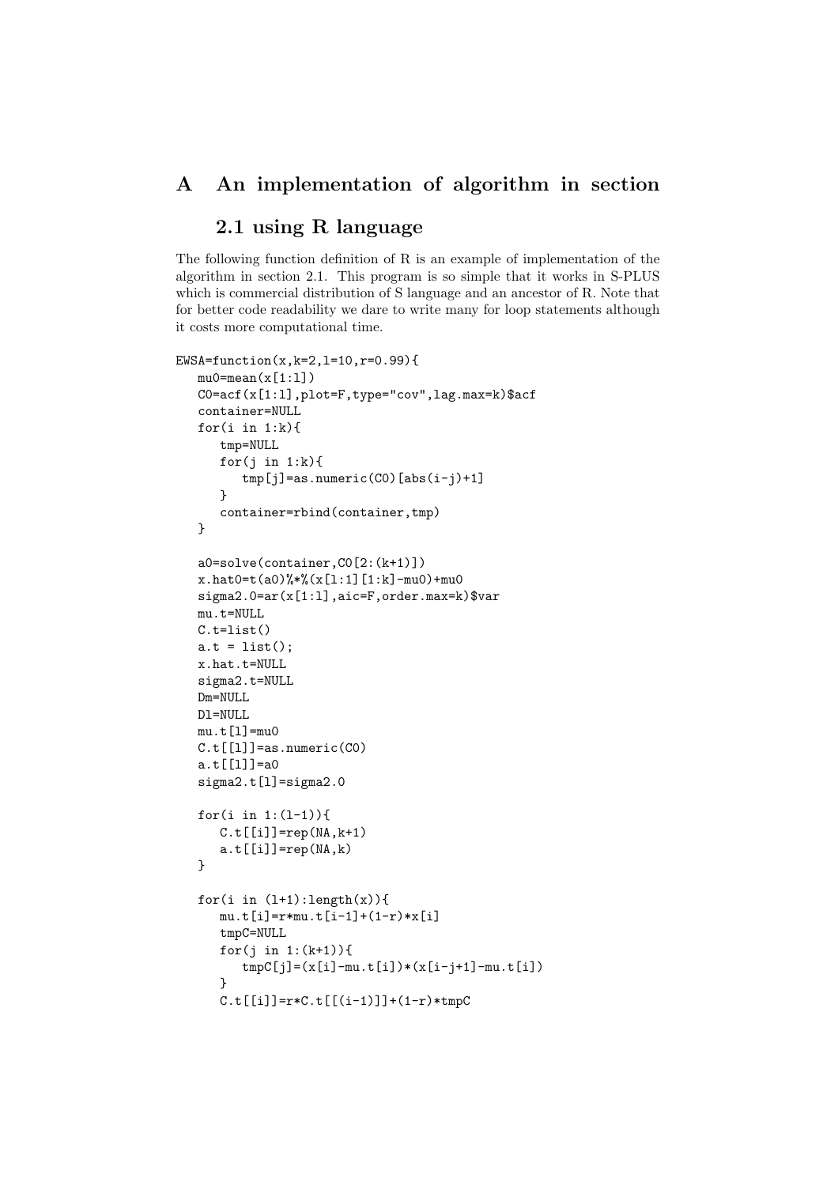# A An implementation of algorithm in section 2.1 using R language

The following function definition of R is an example of implementation of the algorithm in section 2.1. This program is so simple that it works in S-PLUS which is commercial distribution of S language and an ancestor of R. Note that for better code readability we dare to write many for loop statements although it costs more computational time.

```
EWSA=function(x,k=2,l=10,r=0.99){
   mu0=mean(x[1:l])
   C0=acf(x[1:l],plot=F,type="cov",lag.max=k)$acf
   container=NULL
   for(i in 1:k){
      tmp=NULL
      for(j in 1:k){
         tmp[j]=as.numeric(C0)[abs(i-j)+1]
      }
      container=rbind(container,tmp)
   }

   a0=solve(container,C0[2:(k+1)])
   x.hat0=t(a0)%*%(x[l:1][1:k]-mu0)+mu0
   sigma2.0=ar(x[1:l],aic=F,order.max=k)$var
   mu.t=NULL
   C.t=list()
   a.t = list();
   x.hat.t=NULL
   sigma2.t=NULL
   Dm=NULL
   Dl=NULL
   mu.t[l]=mu0
   C.t[[l]]=as.numeric(C0)
   a.t[[l]]=a0
   sigma2.t[l]=sigma2.0

   for(i in 1:(l-1)){
      C.t[[i]]=rep(NA,k+1)
      a.t[[i]]=rep(NA,k)
   }

   for(i in (l+1):length(x)){
      mu.t[i]=r*mu.t[i-1]+(1-r)*x[i]
      tmpC=NULL
      for(j in 1:(k+1)){
         tmpC[j]=(x[i]-mu.t[i])*(x[i-j+1]-mu.t[i])
      }
      C.t[[i]]=r*C.t[[(i-1)]]+(1-r)*tmpC
```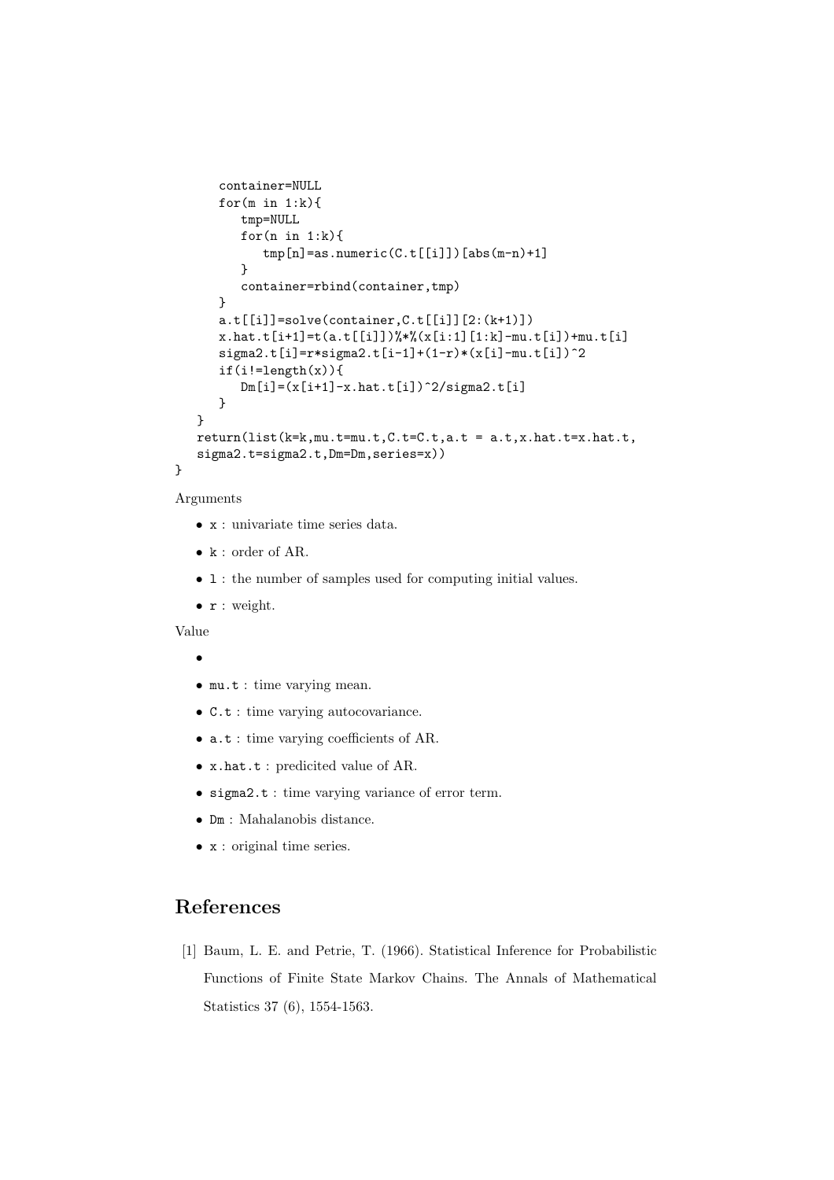```
      container=NULL
      for(m in 1:k){
         tmp=NULL
         for(n in 1:k){
            tmp[n]=as.numeric(C.t[[i]])[abs(m-n)+1]
         }
         container=rbind(container,tmp)
      }
      a.t[[i]]=solve(container,C.t[[i]][2:(k+1)])
      x.hat.t[i+1]=t(a.t[[i]])%*%(x[i:1][1:k]-mu.t[i])+mu.t[i]
      sigma2.t[i]=r*sigma2.t[i-1]+(1-r)*(x[i]-mu.t[i])^2
      if(i!=length(x)){
         Dm[i]=(x[i+1]-x.hat.t[i])^2/sigma2.t[i]
      }
   }
   return(list(k=k,mu.t=mu.t,C.t=C.t,a.t = a.t,x.hat.t=x.hat.t,
   sigma2.t=sigma2.t,Dm=Dm,series=x))
}
```

Arguments

- `x` : univariate time series data.
- `k` : order of AR.
- `l` : the number of samples used for computing initial values.
- `r` : weight.

Value

- 
- `mu.t` : time varying mean.
- `C.t` : time varying autocovariance.
- `a.t` : time varying coefficients of AR.
- `x.hat.t` : predicited value of AR.
- `sigma2.t` : time varying variance of error term.
- `Dm` : Mahalanobis distance.
- `x` : original time series.

## References

[1] Baum, L. E. and Petrie, T. (1966). Statistical Inference for Probabilistic Functions of Finite State Markov Chains. The Annals of Mathematical Statistics 37 (6), 1554-1563.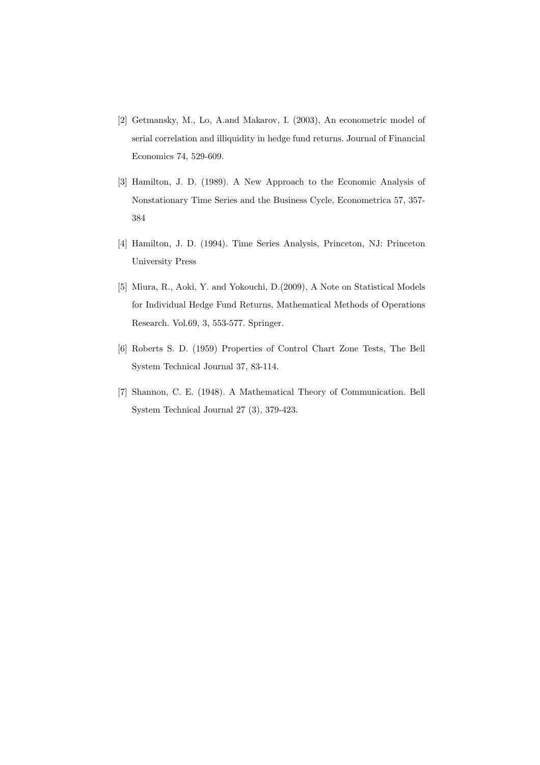[2] Getmansky, M., Lo, A.and Makarov, I. (2003), An econometric model of serial correlation and illiquidity in hedge fund returns. Journal of Financial Economics 74, 529-609.

[3] Hamilton, J. D. (1989). A New Approach to the Economic Analysis of Nonstationary Time Series and the Business Cycle, Econometrica 57, 357-384

[4] Hamilton, J. D. (1994). Time Series Analysis, Princeton, NJ: Princeton University Press

[5] Miura, R., Aoki, Y. and Yokouchi, D.(2009), A Note on Statistical Models for Individual Hedge Fund Returns, Mathematical Methods of Operations Research. Vol.69, 3, 553-577. Springer.

[6] Roberts S. D. (1959) Properties of Control Chart Zone Tests, The Bell System Technical Journal 37, 83-114.

[7] Shannon, C. E. (1948). A Mathematical Theory of Communication. Bell System Technical Journal 27 (3), 379-423.